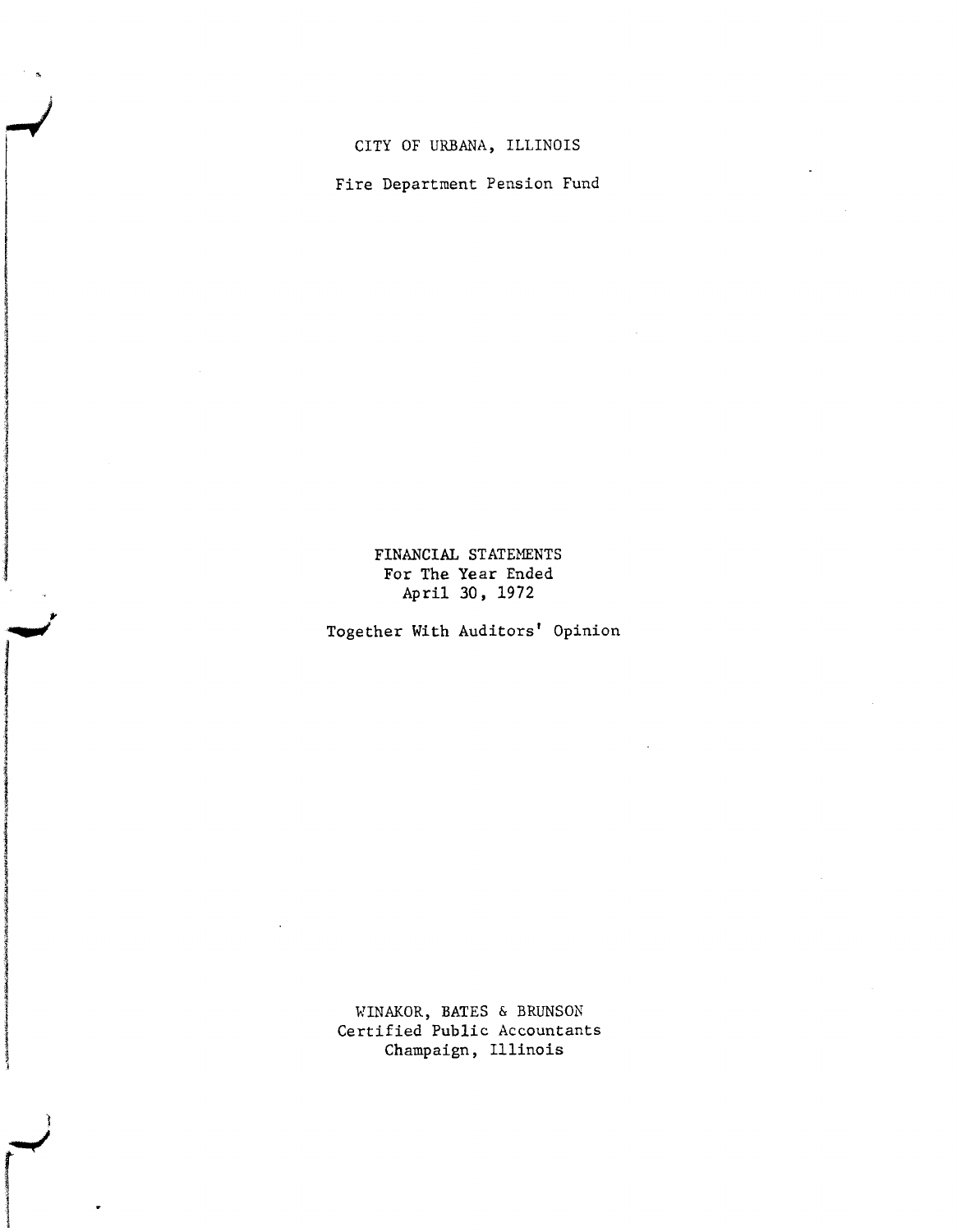# CITY OF URBANA, ILLINOIS

## Fire Department Pension Fund

FINANCIAL STATEMENTS
For The Year Ended
April 30, 1972

Together With Auditors' Opinion

WINAKOR, BATES & BRUNSON
Certified Public Accountants
Champaign, Illinois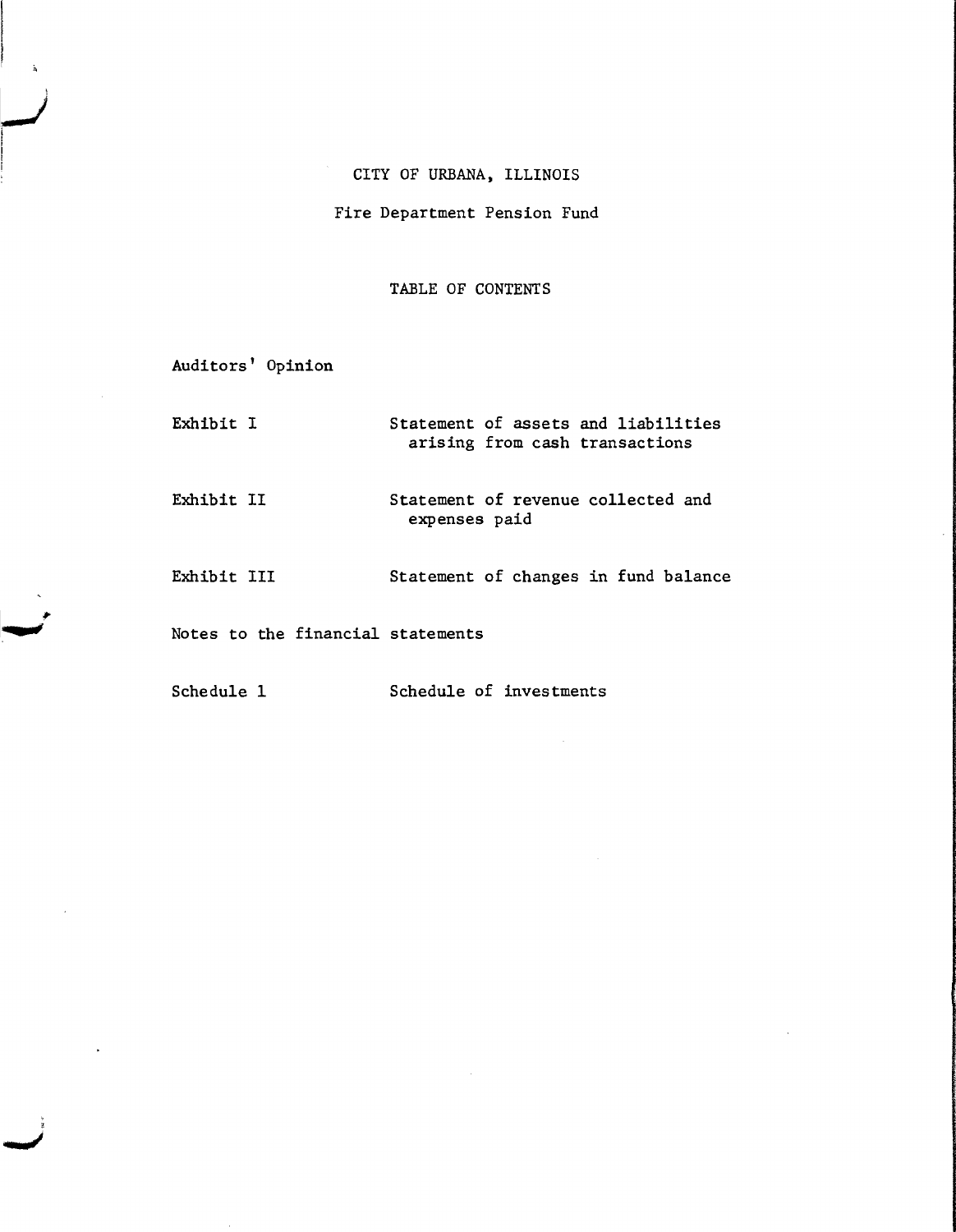# CITY OF URBANA, ILLINOIS

## Fire Department Pension Fund

### TABLE OF CONTENTS

Auditors' Opinion

| | |
|---|---|
| Exhibit I | Statement of assets and liabilities arising from cash transactions |
| Exhibit II | Statement of revenue collected and expenses paid |
| Exhibit III | Statement of changes in fund balance |

Notes to the financial statements

| | |
|---|---|
| Schedule 1 | Schedule of investments |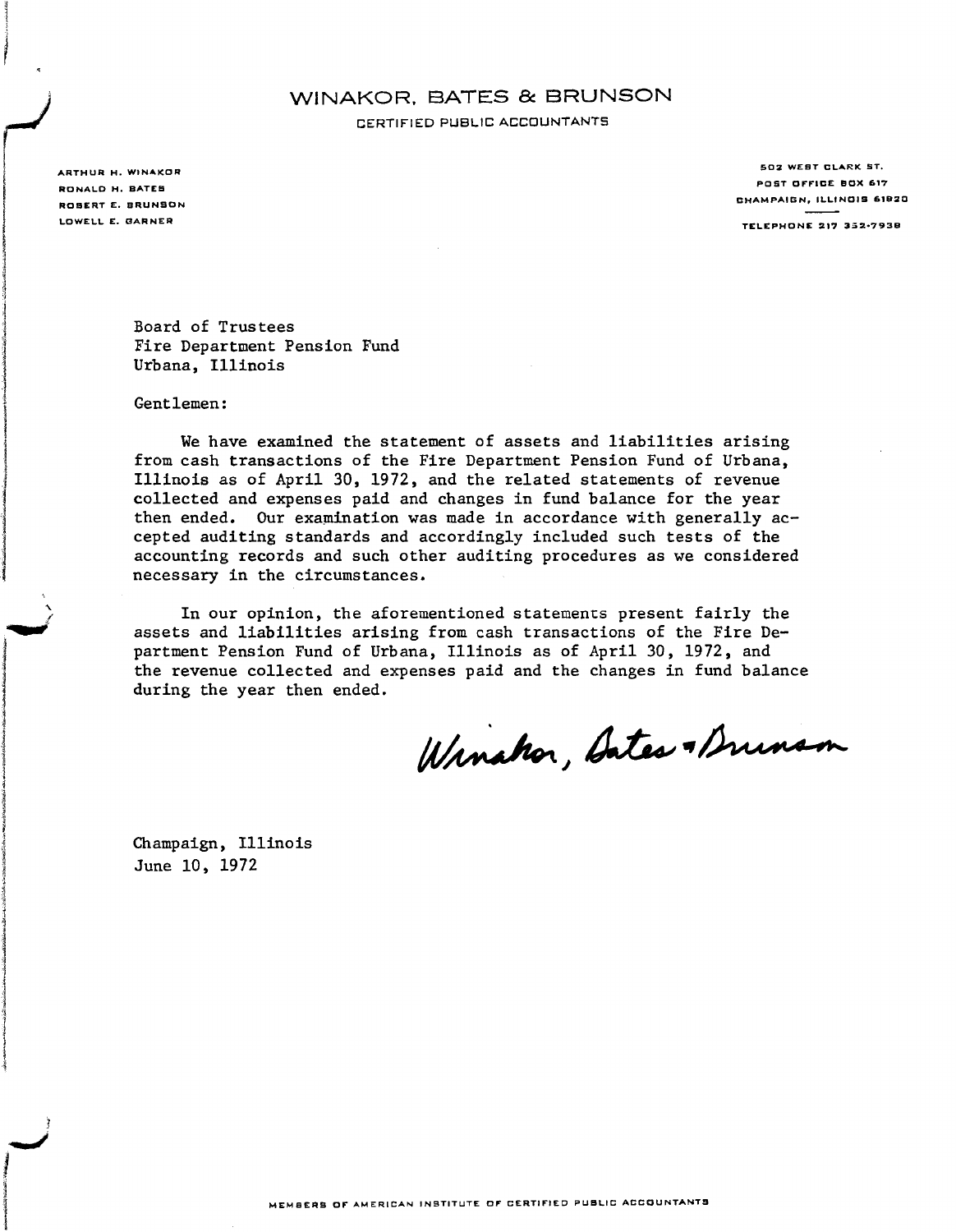# WINAKOR, BATES & BRUNSON

CERTIFIED PUBLIC ACCOUNTANTS

ARTHUR H. WINAKOR
RONALD H. BATES
ROBERT E. BRUNSON
LOWELL E. GARNER

502 WEST CLARK ST.
POST OFFICE BOX 617
CHAMPAIGN, ILLINOIS 61820

TELEPHONE 217 352-7938

Board of Trustees
Fire Department Pension Fund
Urbana, Illinois

Gentlemen:

We have examined the statement of assets and liabilities arising from cash transactions of the Fire Department Pension Fund of Urbana, Illinois as of April 30, 1972, and the related statements of revenue collected and expenses paid and changes in fund balance for the year then ended. Our examination was made in accordance with generally accepted auditing standards and accordingly included such tests of the accounting records and such other auditing procedures as we considered necessary in the circumstances.

In our opinion, the aforementioned statements present fairly the assets and liabilities arising from cash transactions of the Fire Department Pension Fund of Urbana, Illinois as of April 30, 1972, and the revenue collected and expenses paid and the changes in fund balance during the year then ended.

Winakor, Bates & Brunson

Champaign, Illinois
June 10, 1972

MEMBERS OF AMERICAN INSTITUTE OF CERTIFIED PUBLIC ACCOUNTANTS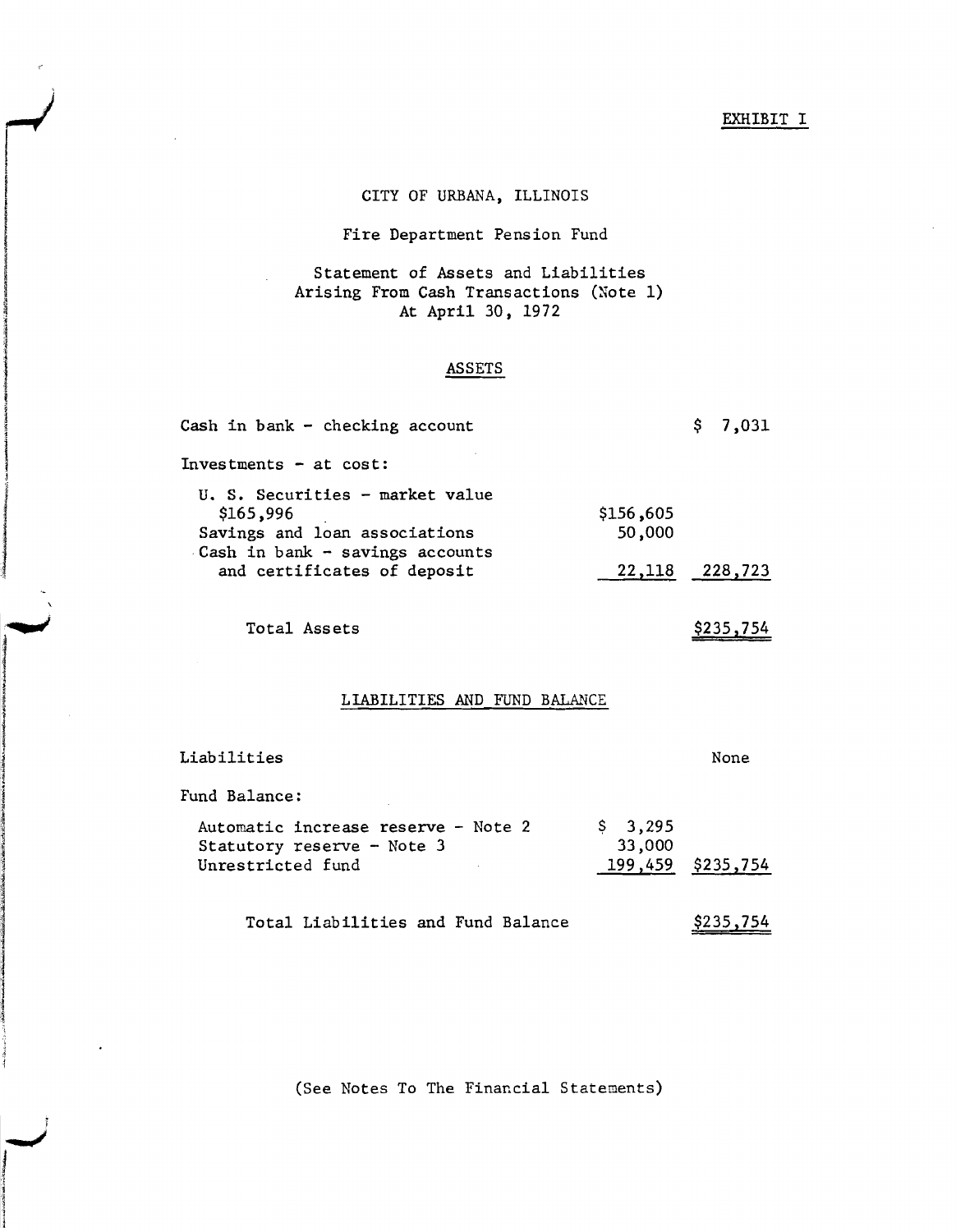EXHIBIT I

# CITY OF URBANA, ILLINOIS

## Fire Department Pension Fund

### Statement of Assets and Liabilities Arising From Cash Transactions (Note 1) At April 30, 1972

#### ASSETS

| | | |
|---|---|---|
| Cash in bank - checking account | | $ 7,031 |
| Investments - at cost: | | |
| U. S. Securities - market value $165,996 | $156,605 | |
| Savings and loan associations | 50,000 | |
| Cash in bank - savings accounts and certificates of deposit | 22,118 | 228,723 |
| Total Assets | | $235,754 |

#### LIABILITIES AND FUND BALANCE

| | | |
|---|---|---|
| Liabilities | | None |
| Fund Balance: | | |
| Automatic increase reserve - Note 2 | $ 3,295 | |
| Statutory reserve - Note 3 | 33,000 | |
| Unrestricted fund | 199,459 | $235,754 |
| Total Liabilities and Fund Balance | | $235,754 |

(See Notes To The Financial Statements)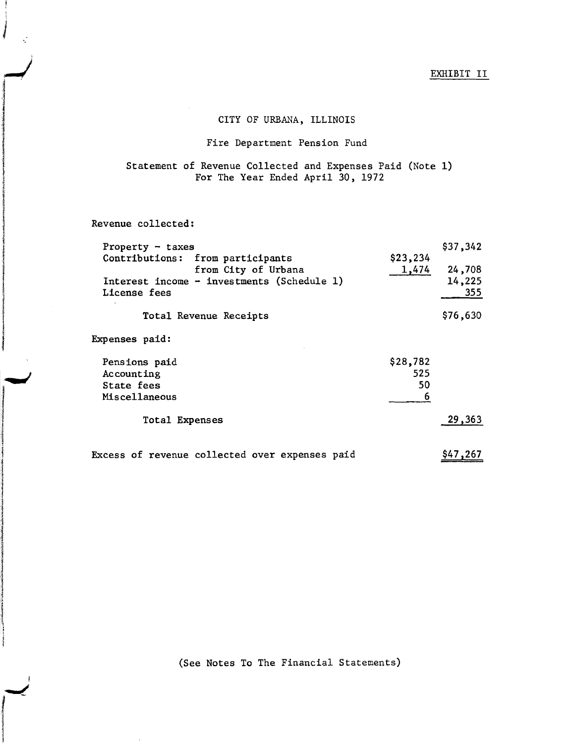EXHIBIT II

# CITY OF URBANA, ILLINOIS

## Fire Department Pension Fund

### Statement of Revenue Collected and Expenses Paid (Note 1)
### For The Year Ended April 30, 1972

| | | |
|---|---|---|
| **Revenue collected:** | | |
| Property - taxes | | $37,342 |
| Contributions: from participants | $23,234 | |
| from City of Urbana | 1,474 | 24,708 |
| Interest income - investments (Schedule 1) | | 14,225 |
| License fees | | 355 |
| Total Revenue Receipts | | $76,630 |
| **Expenses paid:** | | |
| Pensions paid | $28,782 | |
| Accounting | 525 | |
| State fees | 50 | |
| Miscellaneous | 6 | |
| Total Expenses | | 29,363 |
| Excess of revenue collected over expenses paid | | $47,267 |

(See Notes To The Financial Statements)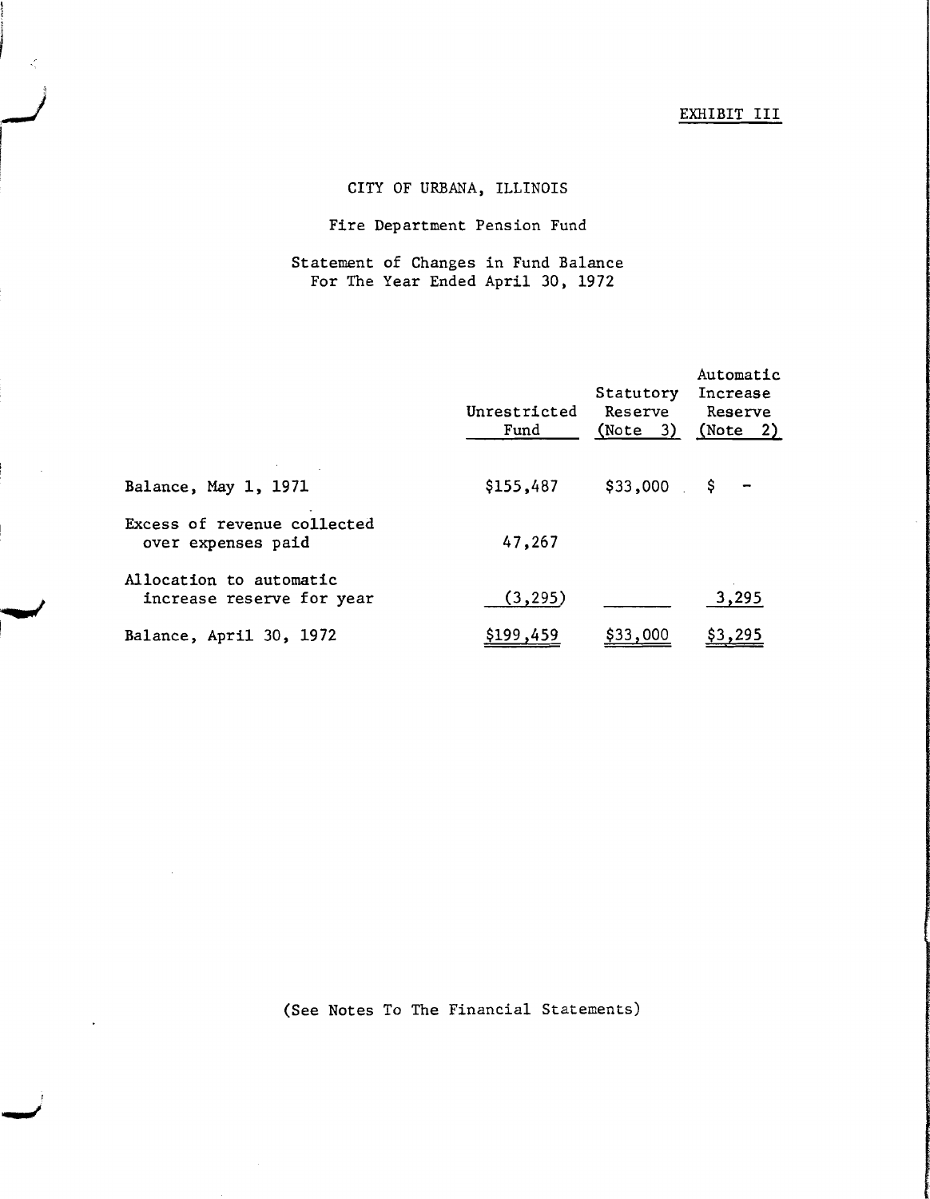EXHIBIT III

# CITY OF URBANA, ILLINOIS

## Fire Department Pension Fund

### Statement of Changes in Fund Balance For The Year Ended April 30, 1972

| | Unrestricted Fund | Statutory Reserve (Note 3) | Automatic Increase Reserve (Note 2) |
|---|---|---|---|
| Balance, May 1, 1971 | $155,487 | $33,000 | $ - |
| Excess of revenue collected over expenses paid | 47,267 | | |
| Allocation to automatic increase reserve for year | (3,295) | | 3,295 |
| Balance, April 30, 1972 | $199,459 | $33,000 | $3,295 |

(See Notes To The Financial Statements)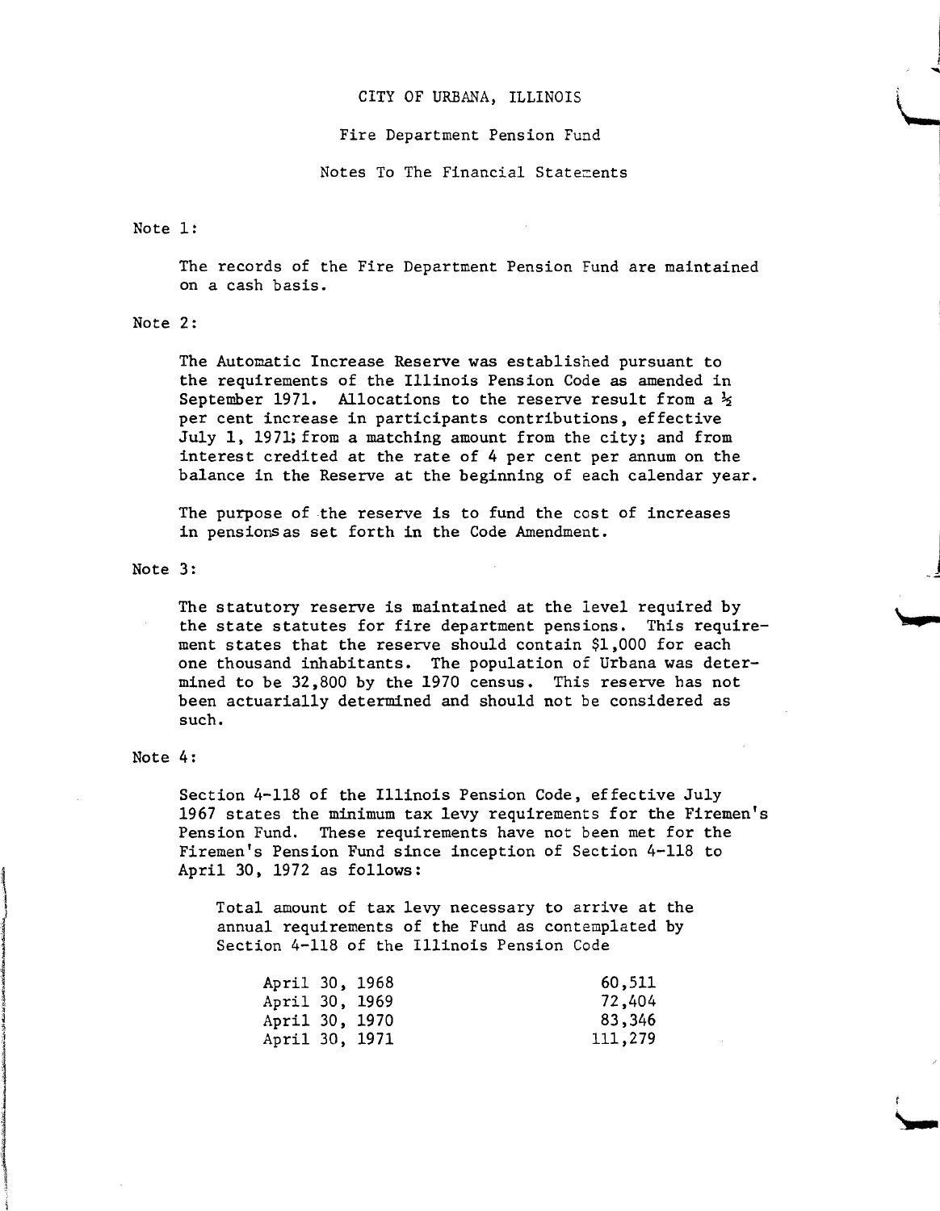# CITY OF URBANA, ILLINOIS

## Fire Department Pension Fund

### Notes To The Financial Statements

Note 1:

The records of the Fire Department Pension Fund are maintained on a cash basis.

Note 2:

The Automatic Increase Reserve was established pursuant to the requirements of the Illinois Pension Code as amended in September 1971. Allocations to the reserve result from a ½ per cent increase in participants contributions, effective July 1, 1971; from a matching amount from the city; and from interest credited at the rate of 4 per cent per annum on the balance in the Reserve at the beginning of each calendar year.

The purpose of the reserve is to fund the cost of increases in pensions as set forth in the Code Amendment.

Note 3:

The statutory reserve is maintained at the level required by the state statutes for fire department pensions. This requirement states that the reserve should contain $1,000 for each one thousand inhabitants. The population of Urbana was determined to be 32,800 by the 1970 census. This reserve has not been actuarially determined and should not be considered as such.

Note 4:

Section 4-118 of the Illinois Pension Code, effective July 1967 states the minimum tax levy requirements for the Firemen's Pension Fund. These requirements have not been met for the Firemen's Pension Fund since inception of Section 4-118 to April 30, 1972 as follows:

Total amount of tax levy necessary to arrive at the annual requirements of the Fund as contemplated by Section 4-118 of the Illinois Pension Code

| | |
|---|---|
| April 30, 1968 | 60,511 |
| April 30, 1969 | 72,404 |
| April 30, 1970 | 83,346 |
| April 30, 1971 | 111,279 |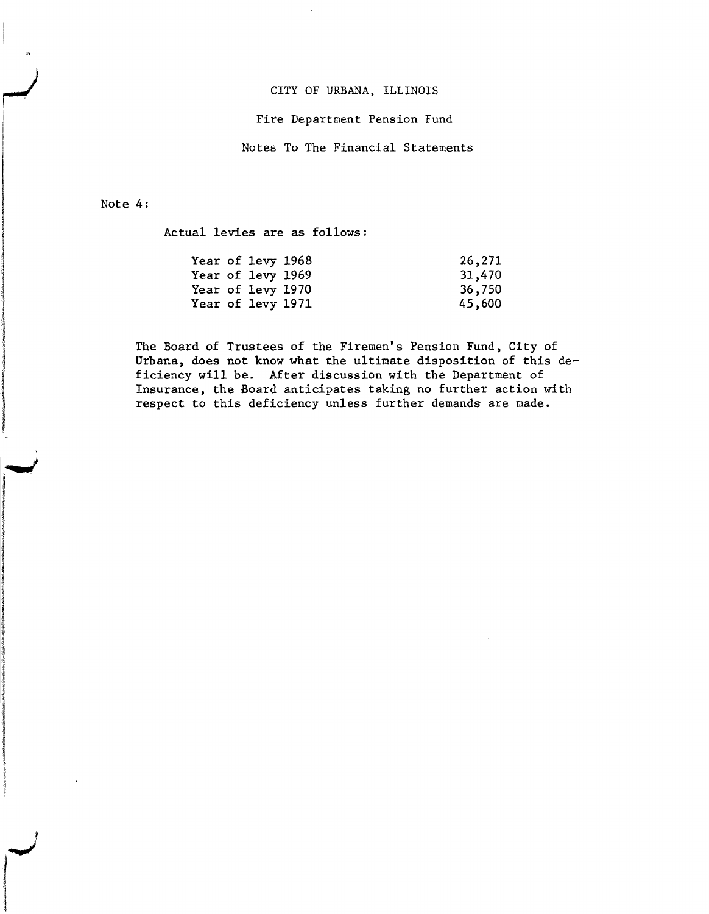CITY OF URBANA, ILLINOIS

Fire Department Pension Fund

Notes To The Financial Statements

Note 4:

Actual levies are as follows:

| | |
|---|---|
| Year of levy 1968 | 26,271 |
| Year of levy 1969 | 31,470 |
| Year of levy 1970 | 36,750 |
| Year of levy 1971 | 45,600 |

The Board of Trustees of the Firemen's Pension Fund, City of Urbana, does not know what the ultimate disposition of this deficiency will be. After discussion with the Department of Insurance, the Board anticipates taking no further action with respect to this deficiency unless further demands are made.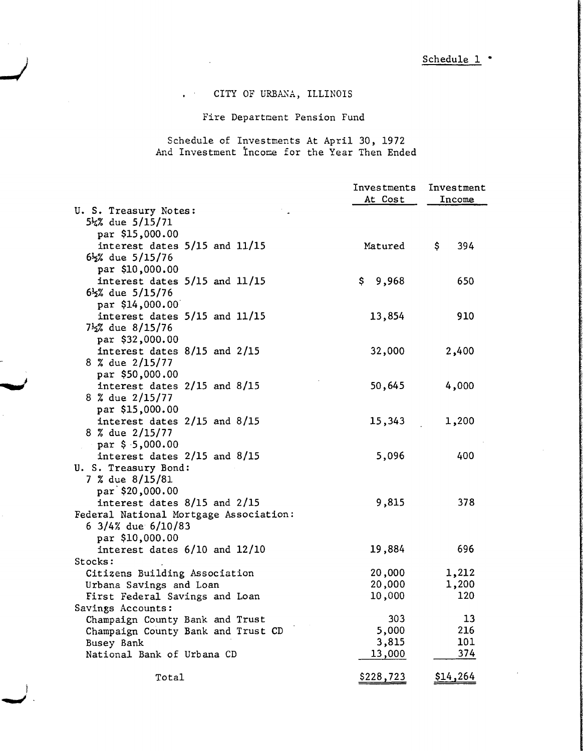Schedule 1

# CITY OF URBANA, ILLINOIS

## Fire Department Pension Fund

### Schedule of Investments At April 30, 1972 And Investment Income for the Year Then Ended

| | Investments At Cost | Investment Income |
|---|---|---|
| U. S. Treasury Notes: | | |
| 5¼% due 5/15/71 par $15,000.00 interest dates 5/15 and 11/15 | Matured | $ 394 |
| 6½% due 5/15/76 par $10,000.00 interest dates 5/15 and 11/15 | $ 9,968 | 650 |
| 6½% due 5/15/76 par $14,000.00 interest dates 5/15 and 11/15 | 13,854 | 910 |
| 7½% due 8/15/76 par $32,000.00 interest dates 8/15 and 2/15 | 32,000 | 2,400 |
| 8 % due 2/15/77 par $50,000.00 interest dates 2/15 and 8/15 | 50,645 | 4,000 |
| 8 % due 2/15/77 par $15,000.00 interest dates 2/15 and 8/15 | 15,343 | 1,200 |
| 8 % due 2/15/77 par $ 5,000.00 interest dates 2/15 and 8/15 | 5,096 | 400 |
| U. S. Treasury Bond: | | |
| 7 % due 8/15/81 par $20,000.00 interest dates 8/15 and 2/15 | 9,815 | 378 |
| Federal National Mortgage Association: | | |
| 6 3/4% due 6/10/83 par $10,000.00 interest dates 6/10 and 12/10 | 19,884 | 696 |
| Stocks: | | |
| Citizens Building Association | 20,000 | 1,212 |
| Urbana Savings and Loan | 20,000 | 1,200 |
| First Federal Savings and Loan | 10,000 | 120 |
| Savings Accounts: | | |
| Champaign County Bank and Trust | 303 | 13 |
| Champaign County Bank and Trust CD | 5,000 | 216 |
| Busey Bank | 3,815 | 101 |
| National Bank of Urbana CD | 13,000 | 374 |
| Total | $228,723 | $14,264 |